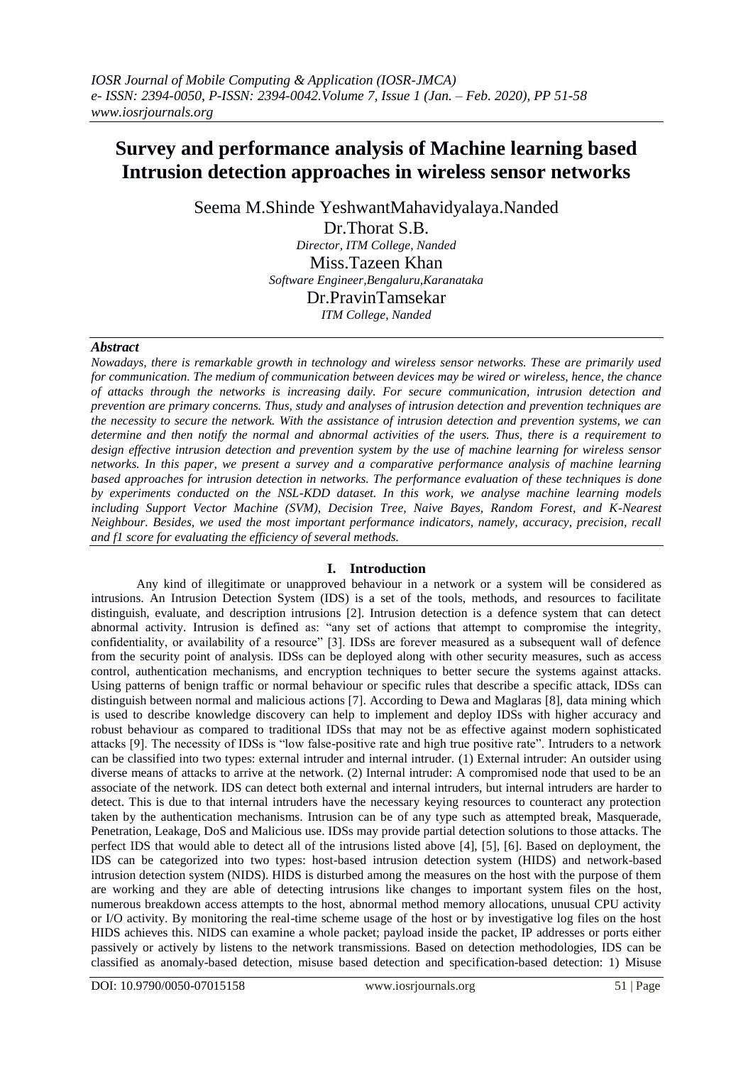# Survey and performance analysis of Machine learning based Intrusion detection approaches in wireless sensor networks

Seema M.Shinde YeshwantMahavidyalaya.Nanded

Dr.Thorat S.B.
*Director, ITM College, Nanded*

Miss.Tazeen Khan
*Software Engineer,Bengaluru,Karanataka*

Dr.PravinTamsekar
*ITM College, Nanded*

## *Abstract*

*Nowadays, there is remarkable growth in technology and wireless sensor networks. These are primarily used for communication. The medium of communication between devices may be wired or wireless, hence, the chance of attacks through the networks is increasing daily. For secure communication, intrusion detection and prevention are primary concerns. Thus, study and analyses of intrusion detection and prevention techniques are the necessity to secure the network. With the assistance of intrusion detection and prevention systems, we can determine and then notify the normal and abnormal activities of the users. Thus, there is a requirement to design effective intrusion detection and prevention system by the use of machine learning for wireless sensor networks. In this paper, we present a survey and a comparative performance analysis of machine learning based approaches for intrusion detection in networks. The performance evaluation of these techniques is done by experiments conducted on the NSL-KDD dataset. In this work, we analyse machine learning models including Support Vector Machine (SVM), Decision Tree, Naive Bayes, Random Forest, and K-Nearest Neighbour. Besides, we used the most important performance indicators, namely, accuracy, precision, recall and f1 score for evaluating the efficiency of several methods.*

## I. Introduction

Any kind of illegitimate or unapproved behaviour in a network or a system will be considered as intrusions. An Intrusion Detection System (IDS) is a set of the tools, methods, and resources to facilitate distinguish, evaluate, and description intrusions [2]. Intrusion detection is a defence system that can detect abnormal activity. Intrusion is defined as: "any set of actions that attempt to compromise the integrity, confidentiality, or availability of a resource" [3]. IDSs are forever measured as a subsequent wall of defence from the security point of analysis. IDSs can be deployed along with other security measures, such as access control, authentication mechanisms, and encryption techniques to better secure the systems against attacks. Using patterns of benign traffic or normal behaviour or specific rules that describe a specific attack, IDSs can distinguish between normal and malicious actions [7]. According to Dewa and Maglaras [8], data mining which is used to describe knowledge discovery can help to implement and deploy IDSs with higher accuracy and robust behaviour as compared to traditional IDSs that may not be as effective against modern sophisticated attacks [9]. The necessity of IDSs is "low false-positive rate and high true positive rate". Intruders to a network can be classified into two types: external intruder and internal intruder. (1) External intruder: An outsider using diverse means of attacks to arrive at the network. (2) Internal intruder: A compromised node that used to be an associate of the network. IDS can detect both external and internal intruders, but internal intruders are harder to detect. This is due to that internal intruders have the necessary keying resources to counteract any protection taken by the authentication mechanisms. Intrusion can be of any type such as attempted break, Masquerade, Penetration, Leakage, DoS and Malicious use. IDSs may provide partial detection solutions to those attacks. The perfect IDS that would able to detect all of the intrusions listed above [4], [5], [6]. Based on deployment, the IDS can be categorized into two types: host-based intrusion detection system (HIDS) and network-based intrusion detection system (NIDS). HIDS is disturbed among the measures on the host with the purpose of them are working and they are able of detecting intrusions like changes to important system files on the host, numerous breakdown access attempts to the host, abnormal method memory allocations, unusual CPU activity or I/O activity. By monitoring the real-time scheme usage of the host or by investigative log files on the host HIDS achieves this. NIDS can examine a whole packet; payload inside the packet, IP addresses or ports either passively or actively by listens to the network transmissions. Based on detection methodologies, IDS can be classified as anomaly-based detection, misuse based detection and specification-based detection: 1) Misuse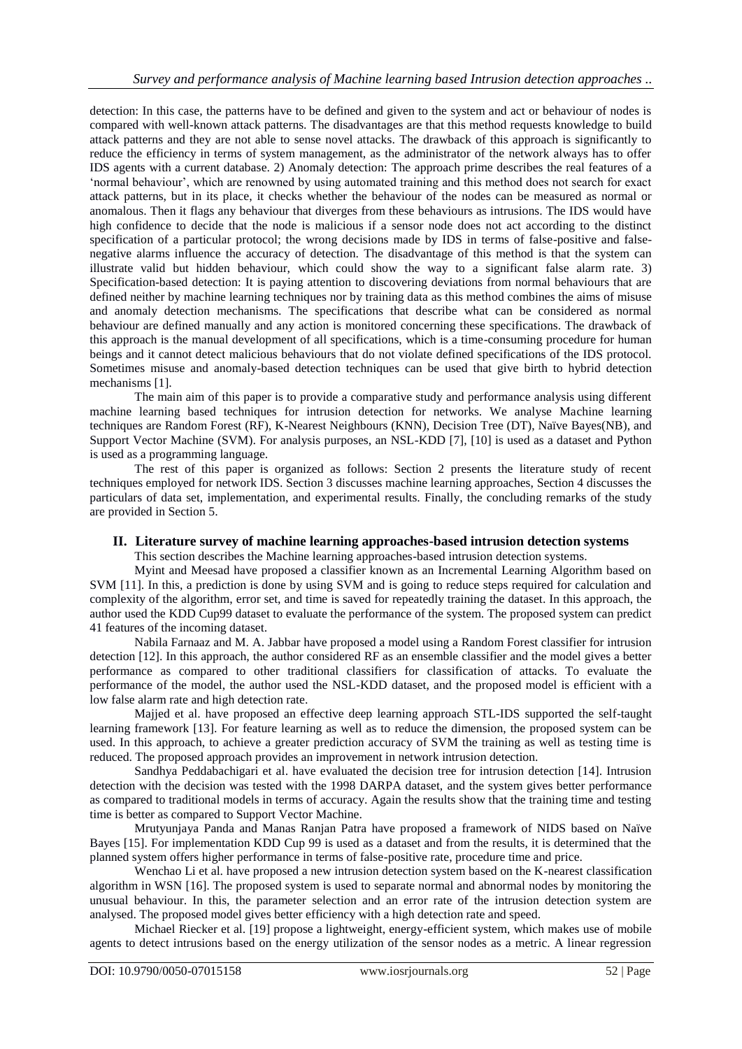detection: In this case, the patterns have to be defined and given to the system and act or behaviour of nodes is compared with well-known attack patterns. The disadvantages are that this method requests knowledge to build attack patterns and they are not able to sense novel attacks. The drawback of this approach is significantly to reduce the efficiency in terms of system management, as the administrator of the network always has to offer IDS agents with a current database. 2) Anomaly detection: The approach prime describes the real features of a 'normal behaviour', which are renowned by using automated training and this method does not search for exact attack patterns, but in its place, it checks whether the behaviour of the nodes can be measured as normal or anomalous. Then it flags any behaviour that diverges from these behaviours as intrusions. The IDS would have high confidence to decide that the node is malicious if a sensor node does not act according to the distinct specification of a particular protocol; the wrong decisions made by IDS in terms of false-positive and false-negative alarms influence the accuracy of detection. The disadvantage of this method is that the system can illustrate valid but hidden behaviour, which could show the way to a significant false alarm rate. 3) Specification-based detection: It is paying attention to discovering deviations from normal behaviours that are defined neither by machine learning techniques nor by training data as this method combines the aims of misuse and anomaly detection mechanisms. The specifications that describe what can be considered as normal behaviour are defined manually and any action is monitored concerning these specifications. The drawback of this approach is the manual development of all specifications, which is a time-consuming procedure for human beings and it cannot detect malicious behaviours that do not violate defined specifications of the IDS protocol. Sometimes misuse and anomaly-based detection techniques can be used that give birth to hybrid detection mechanisms [1].

The main aim of this paper is to provide a comparative study and performance analysis using different machine learning based techniques for intrusion detection for networks. We analyse Machine learning techniques are Random Forest (RF), K-Nearest Neighbours (KNN), Decision Tree (DT), Naïve Bayes(NB), and Support Vector Machine (SVM). For analysis purposes, an NSL-KDD [7], [10] is used as a dataset and Python is used as a programming language.

The rest of this paper is organized as follows: Section 2 presents the literature study of recent techniques employed for network IDS. Section 3 discusses machine learning approaches, Section 4 discusses the particulars of data set, implementation, and experimental results. Finally, the concluding remarks of the study are provided in Section 5.

## II. Literature survey of machine learning approaches-based intrusion detection systems

This section describes the Machine learning approaches-based intrusion detection systems.

Myint and Meesad have proposed a classifier known as an Incremental Learning Algorithm based on SVM [11]. In this, a prediction is done by using SVM and is going to reduce steps required for calculation and complexity of the algorithm, error set, and time is saved for repeatedly training the dataset. In this approach, the author used the KDD Cup99 dataset to evaluate the performance of the system. The proposed system can predict 41 features of the incoming dataset.

Nabila Farnaaz and M. A. Jabbar have proposed a model using a Random Forest classifier for intrusion detection [12]. In this approach, the author considered RF as an ensemble classifier and the model gives a better performance as compared to other traditional classifiers for classification of attacks. To evaluate the performance of the model, the author used the NSL-KDD dataset, and the proposed model is efficient with a low false alarm rate and high detection rate.

Majjed et al. have proposed an effective deep learning approach STL-IDS supported the self-taught learning framework [13]. For feature learning as well as to reduce the dimension, the proposed system can be used. In this approach, to achieve a greater prediction accuracy of SVM the training as well as testing time is reduced. The proposed approach provides an improvement in network intrusion detection.

Sandhya Peddabachigari et al. have evaluated the decision tree for intrusion detection [14]. Intrusion detection with the decision was tested with the 1998 DARPA dataset, and the system gives better performance as compared to traditional models in terms of accuracy. Again the results show that the training time and testing time is better as compared to Support Vector Machine.

Mrutyunjaya Panda and Manas Ranjan Patra have proposed a framework of NIDS based on Naïve Bayes [15]. For implementation KDD Cup 99 is used as a dataset and from the results, it is determined that the planned system offers higher performance in terms of false-positive rate, procedure time and price.

Wenchao Li et al. have proposed a new intrusion detection system based on the K-nearest classification algorithm in WSN [16]. The proposed system is used to separate normal and abnormal nodes by monitoring the unusual behaviour. In this, the parameter selection and an error rate of the intrusion detection system are analysed. The proposed model gives better efficiency with a high detection rate and speed.

Michael Riecker et al. [19] propose a lightweight, energy-efficient system, which makes use of mobile agents to detect intrusions based on the energy utilization of the sensor nodes as a metric. A linear regression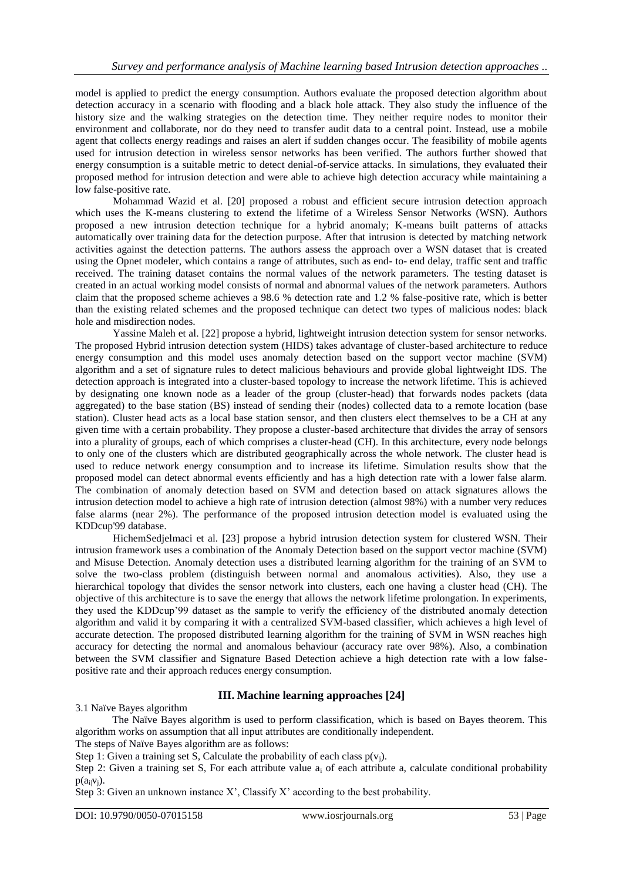model is applied to predict the energy consumption. Authors evaluate the proposed detection algorithm about detection accuracy in a scenario with flooding and a black hole attack. They also study the influence of the history size and the walking strategies on the detection time. They neither require nodes to monitor their environment and collaborate, nor do they need to transfer audit data to a central point. Instead, use a mobile agent that collects energy readings and raises an alert if sudden changes occur. The feasibility of mobile agents used for intrusion detection in wireless sensor networks has been verified. The authors further showed that energy consumption is a suitable metric to detect denial-of-service attacks. In simulations, they evaluated their proposed method for intrusion detection and were able to achieve high detection accuracy while maintaining a low false-positive rate.

Mohammad Wazid et al. [20] proposed a robust and efficient secure intrusion detection approach which uses the K-means clustering to extend the lifetime of a Wireless Sensor Networks (WSN). Authors proposed a new intrusion detection technique for a hybrid anomaly; K-means built patterns of attacks automatically over training data for the detection purpose. After that intrusion is detected by matching network activities against the detection patterns. The authors assess the approach over a WSN dataset that is created using the Opnet modeler, which contains a range of attributes, such as end- to- end delay, traffic sent and traffic received. The training dataset contains the normal values of the network parameters. The testing dataset is created in an actual working model consists of normal and abnormal values of the network parameters. Authors claim that the proposed scheme achieves a 98.6 % detection rate and 1.2 % false-positive rate, which is better than the existing related schemes and the proposed technique can detect two types of malicious nodes: black hole and misdirection nodes.

Yassine Maleh et al. [22] propose a hybrid, lightweight intrusion detection system for sensor networks. The proposed Hybrid intrusion detection system (HIDS) takes advantage of cluster-based architecture to reduce energy consumption and this model uses anomaly detection based on the support vector machine (SVM) algorithm and a set of signature rules to detect malicious behaviours and provide global lightweight IDS. The detection approach is integrated into a cluster-based topology to increase the network lifetime. This is achieved by designating one known node as a leader of the group (cluster-head) that forwards nodes packets (data aggregated) to the base station (BS) instead of sending their (nodes) collected data to a remote location (base station). Cluster head acts as a local base station sensor, and then clusters elect themselves to be a CH at any given time with a certain probability. They propose a cluster-based architecture that divides the array of sensors into a plurality of groups, each of which comprises a cluster-head (CH). In this architecture, every node belongs to only one of the clusters which are distributed geographically across the whole network. The cluster head is used to reduce network energy consumption and to increase its lifetime. Simulation results show that the proposed model can detect abnormal events efficiently and has a high detection rate with a lower false alarm. The combination of anomaly detection based on SVM and detection based on attack signatures allows the intrusion detection model to achieve a high rate of intrusion detection (almost 98%) with a number very reduces false alarms (near 2%). The performance of the proposed intrusion detection model is evaluated using the KDDcup'99 database.

HichemSedjelmaci et al. [23] propose a hybrid intrusion detection system for clustered WSN. Their intrusion framework uses a combination of the Anomaly Detection based on the support vector machine (SVM) and Misuse Detection. Anomaly detection uses a distributed learning algorithm for the training of an SVM to solve the two-class problem (distinguish between normal and anomalous activities). Also, they use a hierarchical topology that divides the sensor network into clusters, each one having a cluster head (CH). The objective of this architecture is to save the energy that allows the network lifetime prolongation. In experiments, they used the KDDcup'99 dataset as the sample to verify the efficiency of the distributed anomaly detection algorithm and valid it by comparing it with a centralized SVM-based classifier, which achieves a high level of accurate detection. The proposed distributed learning algorithm for the training of SVM in WSN reaches high accuracy for detecting the normal and anomalous behaviour (accuracy rate over 98%). Also, a combination between the SVM classifier and Signature Based Detection achieve a high detection rate with a low false-positive rate and their approach reduces energy consumption.

## III. Machine learning approaches [24]

3.1 Naïve Bayes algorithm

The Naïve Bayes algorithm is used to perform classification, which is based on Bayes theorem. This algorithm works on assumption that all input attributes are conditionally independent.

The steps of Naïve Bayes algorithm are as follows:

Step 1: Given a training set S, Calculate the probability of each class $p(v_j)$.

Step 2: Given a training set S, For each attribute value $a_i$ of each attribute a, calculate conditional probability $p(a_i|v_j)$.

Step 3: Given an unknown instance X', Classify X' according to the best probability.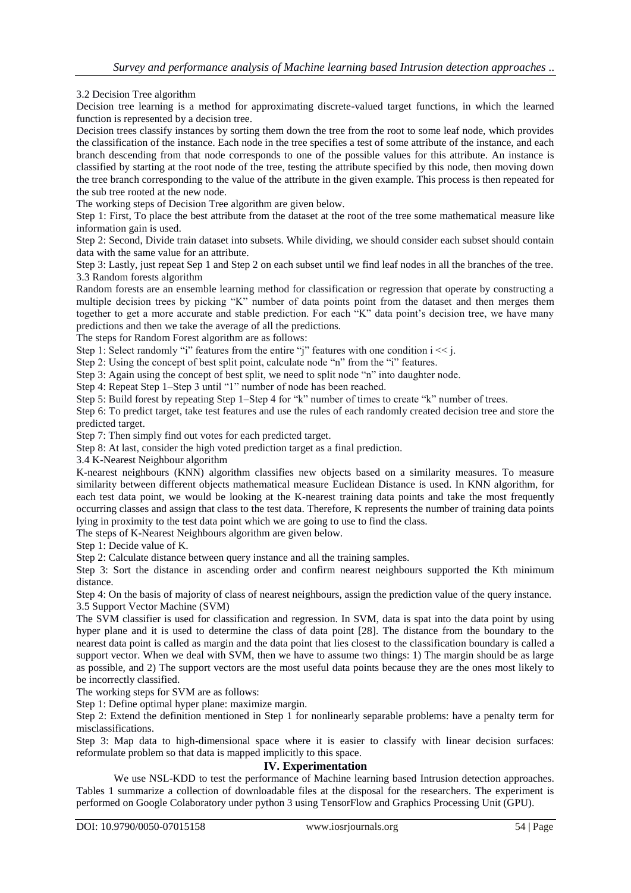### 3.2 Decision Tree algorithm

Decision tree learning is a method for approximating discrete-valued target functions, in which the learned function is represented by a decision tree.

Decision trees classify instances by sorting them down the tree from the root to some leaf node, which provides the classification of the instance. Each node in the tree specifies a test of some attribute of the instance, and each branch descending from that node corresponds to one of the possible values for this attribute. An instance is classified by starting at the root node of the tree, testing the attribute specified by this node, then moving down the tree branch corresponding to the value of the attribute in the given example. This process is then repeated for the sub tree rooted at the new node.

The working steps of Decision Tree algorithm are given below.

Step 1: First, To place the best attribute from the dataset at the root of the tree some mathematical measure like information gain is used.

Step 2: Second, Divide train dataset into subsets. While dividing, we should consider each subset should contain data with the same value for an attribute.

Step 3: Lastly, just repeat Sep 1 and Step 2 on each subset until we find leaf nodes in all the branches of the tree.

### 3.3 Random forests algorithm

Random forests are an ensemble learning method for classification or regression that operate by constructing a multiple decision trees by picking "K" number of data points point from the dataset and then merges them together to get a more accurate and stable prediction. For each "K" data point's decision tree, we have many predictions and then we take the average of all the predictions.

The steps for Random Forest algorithm are as follows:

Step 1: Select randomly "i" features from the entire "j" features with one condition $i \ll j$.

Step 2: Using the concept of best split point, calculate node "n" from the "i" features.

Step 3: Again using the concept of best split, we need to split node "n" into daughter node.

Step 4: Repeat Step 1–Step 3 until "1" number of node has been reached.

Step 5: Build forest by repeating Step 1–Step 4 for "k" number of times to create "k" number of trees.

Step 6: To predict target, take test features and use the rules of each randomly created decision tree and store the predicted target.

Step 7: Then simply find out votes for each predicted target.

Step 8: At last, consider the high voted prediction target as a final prediction.

### 3.4 K-Nearest Neighbour algorithm

K-nearest neighbours (KNN) algorithm classifies new objects based on a similarity measures. To measure similarity between different objects mathematical measure Euclidean Distance is used. In KNN algorithm, for each test data point, we would be looking at the K-nearest training data points and take the most frequently occurring classes and assign that class to the test data. Therefore, K represents the number of training data points lying in proximity to the test data point which we are going to use to find the class.

The steps of K-Nearest Neighbours algorithm are given below.

Step 1: Decide value of K.

Step 2: Calculate distance between query instance and all the training samples.

Step 3: Sort the distance in ascending order and confirm nearest neighbours supported the Kth minimum distance.

Step 4: On the basis of majority of class of nearest neighbours, assign the prediction value of the query instance.

### 3.5 Support Vector Machine (SVM)

The SVM classifier is used for classification and regression. In SVM, data is spat into the data point by using hyper plane and it is used to determine the class of data point [28]. The distance from the boundary to the nearest data point is called as margin and the data point that lies closest to the classification boundary is called a support vector. When we deal with SVM, then we have to assume two things: 1) The margin should be as large as possible, and 2) The support vectors are the most useful data points because they are the ones most likely to be incorrectly classified.

The working steps for SVM are as follows:

Step 1: Define optimal hyper plane: maximize margin.

Step 2: Extend the definition mentioned in Step 1 for nonlinearly separable problems: have a penalty term for misclassifications.

Step 3: Map data to high-dimensional space where it is easier to classify with linear decision surfaces: reformulate problem so that data is mapped implicitly to this space.

## IV. Experimentation

We use NSL-KDD to test the performance of Machine learning based Intrusion detection approaches. Tables 1 summarize a collection of downloadable files at the disposal for the researchers. The experiment is performed on Google Colaboratory under python 3 using TensorFlow and Graphics Processing Unit (GPU).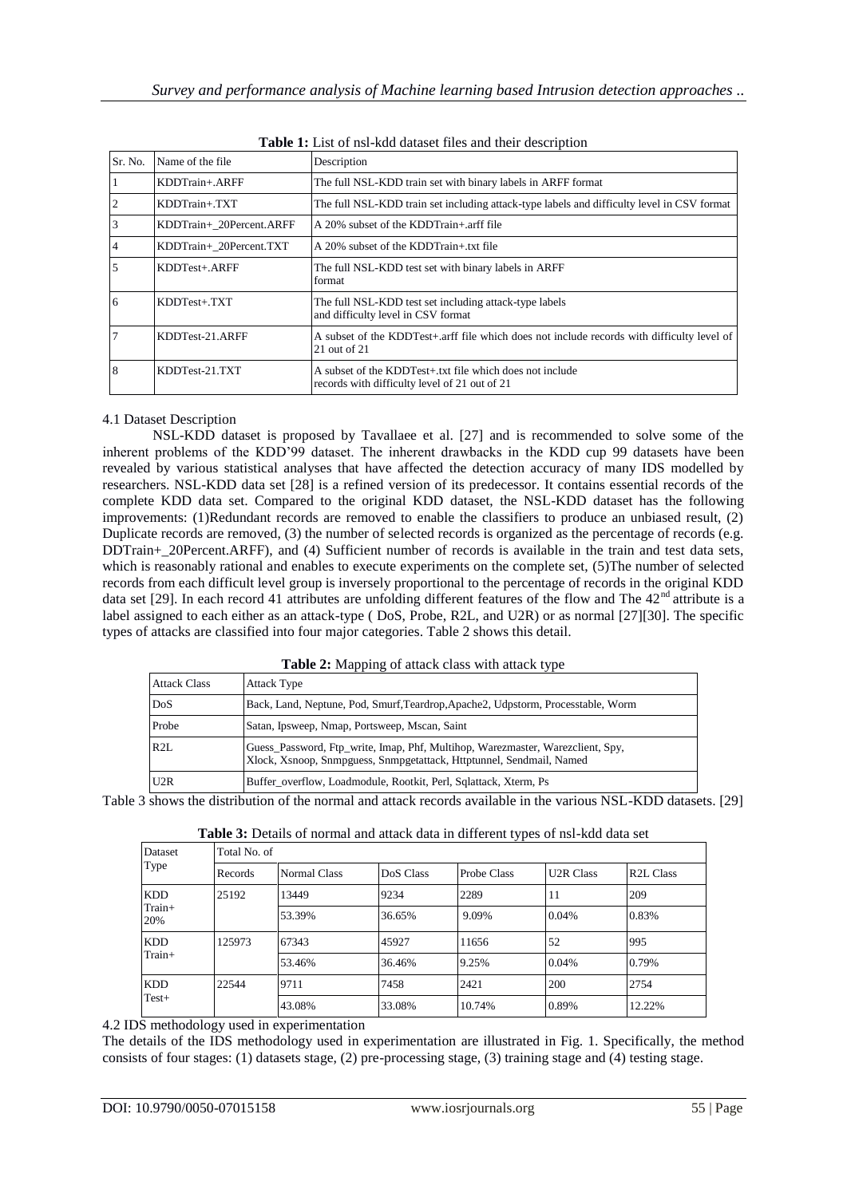**Table 1:** List of nsl-kdd dataset files and their description

| Sr. No. | Name of the file | Description |
|---|---|---|
| 1 | KDDTrain+.ARFF | The full NSL-KDD train set with binary labels in ARFF format |
| 2 | KDDTrain+.TXT | The full NSL-KDD train set including attack-type labels and difficulty level in CSV format |
| 3 | KDDTrain+_20Percent.ARFF | A 20% subset of the KDDTrain+.arff file |
| 4 | KDDTrain+_20Percent.TXT | A 20% subset of the KDDTrain+.txt file |
| 5 | KDDTest+.ARFF | The full NSL-KDD test set with binary labels in ARFF format |
| 6 | KDDTest+.TXT | The full NSL-KDD test set including attack-type labels and difficulty level in CSV format |
| 7 | KDDTest-21.ARFF | A subset of the KDDTest+.arff file which does not include records with difficulty level of 21 out of 21 |
| 8 | KDDTest-21.TXT | A subset of the KDDTest+.txt file which does not include records with difficulty level of 21 out of 21 |

### 4.1 Dataset Description

NSL-KDD dataset is proposed by Tavallaee et al. [27] and is recommended to solve some of the inherent problems of the KDD'99 dataset. The inherent drawbacks in the KDD cup 99 datasets have been revealed by various statistical analyses that have affected the detection accuracy of many IDS modelled by researchers. NSL-KDD data set [28] is a refined version of its predecessor. It contains essential records of the complete KDD data set. Compared to the original KDD dataset, the NSL-KDD dataset has the following improvements: (1)Redundant records are removed to enable the classifiers to produce an unbiased result, (2) Duplicate records are removed, (3) the number of selected records is organized as the percentage of records (e.g. DDTrain+_20Percent.ARFF), and (4) Sufficient number of records is available in the train and test data sets, which is reasonably rational and enables to execute experiments on the complete set, (5)The number of selected records from each difficult level group is inversely proportional to the percentage of records in the original KDD data set [29]. In each record 41 attributes are unfolding different features of the flow and The 42[nd] attribute is a label assigned to each either as an attack-type ( DoS, Probe, R2L, and U2R) or as normal [27][30]. The specific types of attacks are classified into four major categories. Table 2 shows this detail.

**Table 2:** Mapping of attack class with attack type

| Attack Class | Attack Type |
|---|---|
| DoS | Back, Land, Neptune, Pod, Smurf,Teardrop,Apache2, Udpstorm, Processtable, Worm |
| Probe | Satan, Ipsweep, Nmap, Portsweep, Mscan, Saint |
| R2L | Guess_Password, Ftp_write, Imap, Phf, Multihop, Warezmaster, Warezclient, Spy, Xlock, Xsnoop, Snmpguess, Snmpgetattack, Httptunnel, Sendmail, Named |
| U2R | Buffer_overflow, Loadmodule, Rootkit, Perl, Sqlattack, Xterm, Ps |

Table 3 shows the distribution of the normal and attack records available in the various NSL-KDD datasets. [29]

**Table 3:** Details of normal and attack data in different types of nsl-kdd data set

| Dataset Type | Total No. of | | | | | |
|---|---|---|---|---|---|---|
| | Records | Normal Class | DoS Class | Probe Class | U2R Class | R2L Class |
| KDD Train+ 20% | 25192 | 13449 | 9234 | 2289 | 11 | 209 |
| | | 53.39% | 36.65% | 9.09% | 0.04% | 0.83% |
| KDD Train+ | 125973 | 67343 | 45927 | 11656 | 52 | 995 |
| | | 53.46% | 36.46% | 9.25% | 0.04% | 0.79% |
| KDD Test+ | 22544 | 9711 | 7458 | 2421 | 200 | 2754 |
| | | 43.08% | 33.08% | 10.74% | 0.89% | 12.22% |

### 4.2 IDS methodology used in experimentation

The details of the IDS methodology used in experimentation are illustrated in Fig. 1. Specifically, the method consists of four stages: (1) datasets stage, (2) pre-processing stage, (3) training stage and (4) testing stage.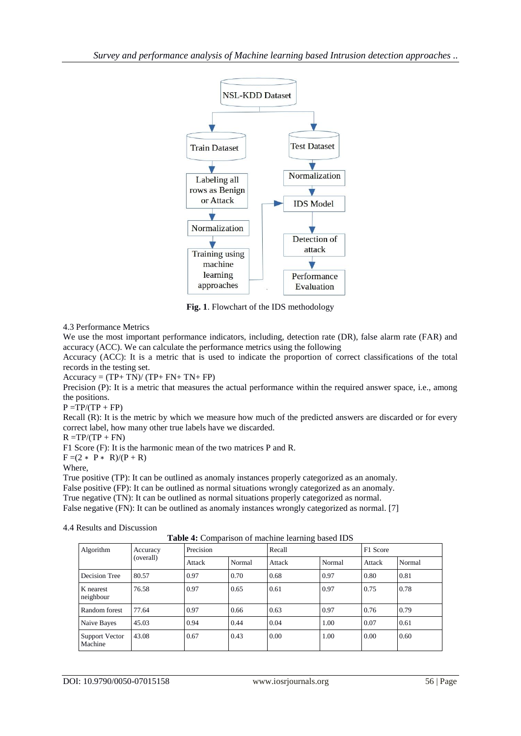Fig. 1. Flowchart of the IDS methodology

4.3 Performance Metrics

We use the most important performance indicators, including, detection rate (DR), false alarm rate (FAR) and accuracy (ACC). We can calculate the performance metrics using the following

Accuracy (ACC): It is a metric that is used to indicate the proportion of correct classifications of the total records in the testing set.

Accuracy = (TP+ TN)/ (TP+ FN+ TN+ FP)

Precision (P): It is a metric that measures the actual performance within the required answer space, i.e., among the positions.

P =TP/(TP + FP)

Recall (R): It is the metric by which we measure how much of the predicted answers are discarded or for every correct label, how many other true labels have we discarded.

R =TP/(TP + FN)

F1 Score (F): It is the harmonic mean of the two matrices P and R.

F =(2 ∗ P ∗ R)/(P + R)

Where,

True positive (TP): It can be outlined as anomaly instances properly categorized as an anomaly.
False positive (FP): It can be outlined as normal situations wrongly categorized as an anomaly.
True negative (TN): It can be outlined as normal situations properly categorized as normal.
False negative (FN): It can be outlined as anomaly instances wrongly categorized as normal. [7]

4.4 Results and Discussion

**Table 4:** Comparison of machine learning based IDS

| Algorithm | Accuracy (overall) | Precision | | Recall | | F1 Score | |
|---|---|---|---|---|---|---|---|
| | | Attack | Normal | Attack | Normal | Attack | Normal |
| Decision Tree | 80.57 | 0.97 | 0.70 | 0.68 | 0.97 | 0.80 | 0.81 |
| K nearest neighbour | 76.58 | 0.97 | 0.65 | 0.61 | 0.97 | 0.75 | 0.78 |
| Random forest | 77.64 | 0.97 | 0.66 | 0.63 | 0.97 | 0.76 | 0.79 |
| Naive Bayes | 45.03 | 0.94 | 0.44 | 0.04 | 1.00 | 0.07 | 0.61 |
| Support Vector Machine | 43.08 | 0.67 | 0.43 | 0.00 | 1.00 | 0.00 | 0.60 |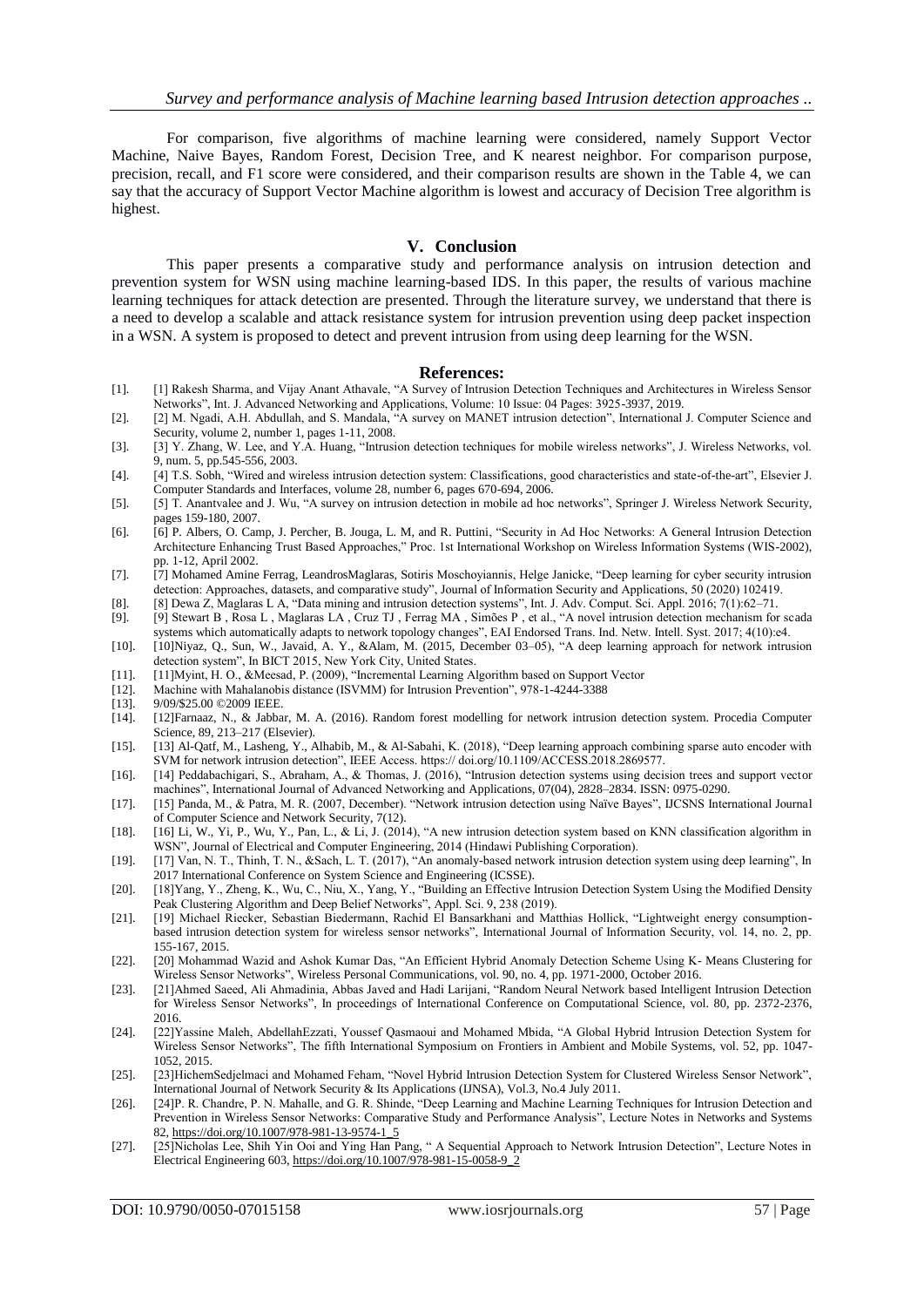For comparison, five algorithms of machine learning were considered, namely Support Vector Machine, Naive Bayes, Random Forest, Decision Tree, and K nearest neighbor. For comparison purpose, precision, recall, and F1 score were considered, and their comparison results are shown in the Table 4, we can say that the accuracy of Support Vector Machine algorithm is lowest and accuracy of Decision Tree algorithm is highest.

## V. Conclusion

This paper presents a comparative study and performance analysis on intrusion detection and prevention system for WSN using machine learning-based IDS. In this paper, the results of various machine learning techniques for attack detection are presented. Through the literature survey, we understand that there is a need to develop a scalable and attack resistance system for intrusion prevention using deep packet inspection in a WSN. A system is proposed to detect and prevent intrusion from using deep learning for the WSN.

## References:

[1]. [1] Rakesh Sharma, and Vijay Anant Athavale, "A Survey of Intrusion Detection Techniques and Architectures in Wireless Sensor Networks", Int. J. Advanced Networking and Applications, Volume: 10 Issue: 04 Pages: 3925-3937, 2019.

[2]. [2] M. Ngadi, A.H. Abdullah, and S. Mandala, "A survey on MANET intrusion detection", International J. Computer Science and Security, volume 2, number 1, pages 1-11, 2008.

[3]. [3] Y. Zhang, W. Lee, and Y.A. Huang, "Intrusion detection techniques for mobile wireless networks", J. Wireless Networks, vol. 9, num. 5, pp.545-556, 2003.

[4]. [4] T.S. Sobh, "Wired and wireless intrusion detection system: Classifications, good characteristics and state-of-the-art", Elsevier J. Computer Standards and Interfaces, volume 28, number 6, pages 670-694, 2006.

[5]. [5] T. Anantvalee and J. Wu, "A survey on intrusion detection in mobile ad hoc networks", Springer J. Wireless Network Security, pages 159-180, 2007.

[6]. [6] P. Albers, O. Camp, J. Percher, B. Jouga, L. M, and R. Puttini, "Security in Ad Hoc Networks: A General Intrusion Detection Architecture Enhancing Trust Based Approaches," Proc. 1st International Workshop on Wireless Information Systems (WIS-2002), pp. 1-12, April 2002.

[7]. [7] Mohamed Amine Ferrag, LeandrosMaglaras, Sotiris Moschoyiannis, Helge Janicke, "Deep learning for cyber security intrusion detection: Approaches, datasets, and comparative study", Journal of Information Security and Applications, 50 (2020) 102419.

[8]. [8] Dewa Z, Maglaras L A, "Data mining and intrusion detection systems", Int. J. Adv. Comput. Sci. Appl. 2016; 7(1):62–71.

[9]. [9] Stewart B , Rosa L , Maglaras LA , Cruz TJ , Ferrag MA , Simões P , et al., "A novel intrusion detection mechanism for scada systems which automatically adapts to network topology changes", EAI Endorsed Trans. Ind. Netw. Intell. Syst. 2017; 4(10):e4.

[10]. [10]Niyaz, Q., Sun, W., Javaid, A. Y., &Alam, M. (2015, December 03–05), "A deep learning approach for network intrusion detection system", In BICT 2015, New York City, United States.

[11]. [11]Myint, H. O., &Meesad, P. (2009), "Incremental Learning Algorithm based on Support Vector

[12]. Machine with Mahalanobis distance (ISVMM) for Intrusion Prevention", 978-1-4244-3388

[13]. 9/09/$25.00 ©2009 IEEE.

[14]. [12]Farnaaz, N., & Jabbar, M. A. (2016). Random forest modelling for network intrusion detection system. Procedia Computer Science, 89, 213–217 (Elsevier).

[15]. [13] Al-Qatf, M., Lasheng, Y., Alhabib, M., & Al-Sabahi, K. (2018), "Deep learning approach combining sparse auto encoder with SVM for network intrusion detection", IEEE Access. https:// doi.org/10.1109/ACCESS.2018.2869577.

[16]. [14] Peddabachigari, S., Abraham, A., & Thomas, J. (2016), "Intrusion detection systems using decision trees and support vector machines", International Journal of Advanced Networking and Applications, 07(04), 2828–2834. ISSN: 0975-0290.

[17]. [15] Panda, M., & Patra, M. R. (2007, December). "Network intrusion detection using Naïve Bayes", IJCSNS International Journal of Computer Science and Network Security, 7(12).

[18]. [16] Li, W., Yi, P., Wu, Y., Pan, L., & Li, J. (2014), "A new intrusion detection system based on KNN classification algorithm in WSN", Journal of Electrical and Computer Engineering, 2014 (Hindawi Publishing Corporation).

[19]. [17] Van, N. T., Thinh, T. N., &Sach, L. T. (2017), "An anomaly-based network intrusion detection system using deep learning", In 2017 International Conference on System Science and Engineering (ICSSE).

[20]. [18]Yang, Y., Zheng, K., Wu, C., Niu, X., Yang, Y., "Building an Effective Intrusion Detection System Using the Modified Density Peak Clustering Algorithm and Deep Belief Networks", Appl. Sci. 9, 238 (2019).

[21]. [19] Michael Riecker, Sebastian Biedermann, Rachid El Bansarkhani and Matthias Hollick, "Lightweight energy consumption-based intrusion detection system for wireless sensor networks", International Journal of Information Security, vol. 14, no. 2, pp. 155-167, 2015.

[22]. [20] Mohammad Wazid and Ashok Kumar Das, "An Efficient Hybrid Anomaly Detection Scheme Using K- Means Clustering for Wireless Sensor Networks", Wireless Personal Communications, vol. 90, no. 4, pp. 1971-2000, October 2016.

[23]. [21]Ahmed Saeed, Ali Ahmadinia, Abbas Javed and Hadi Larijani, "Random Neural Network based Intelligent Intrusion Detection for Wireless Sensor Networks", In proceedings of International Conference on Computational Science, vol. 80, pp. 2372-2376, 2016.

[24]. [22]Yassine Maleh, AbdellahEzzati, Youssef Qasmaoui and Mohamed Mbida, "A Global Hybrid Intrusion Detection System for Wireless Sensor Networks", The fifth International Symposium on Frontiers in Ambient and Mobile Systems, vol. 52, pp. 1047-1052, 2015.

[25]. [23]HichemSedjelmaci and Mohamed Feham, "Novel Hybrid Intrusion Detection System for Clustered Wireless Sensor Network", International Journal of Network Security & Its Applications (IJNSA), Vol.3, No.4 July 2011.

[26]. [24]P. R. Chandre, P. N. Mahalle, and G. R. Shinde, "Deep Learning and Machine Learning Techniques for Intrusion Detection and Prevention in Wireless Sensor Networks: Comparative Study and Performance Analysis", Lecture Notes in Networks and Systems 82, https://doi.org/10.1007/978-981-13-9574-1_5

[27]. [25]Nicholas Lee, Shih Yin Ooi and Ying Han Pang, " A Sequential Approach to Network Intrusion Detection", Lecture Notes in Electrical Engineering 603, https://doi.org/10.1007/978-981-15-0058-9_2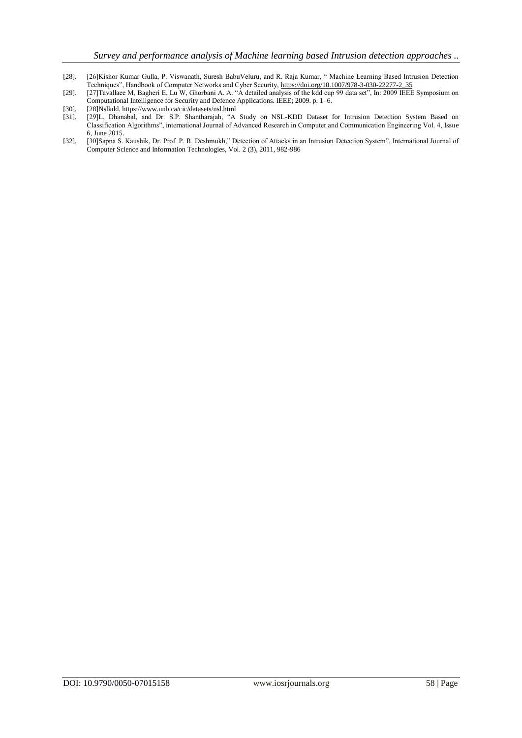[28]. [26]Kishor Kumar Gulla, P. Viswanath, Suresh BabuVeluru, and R. Raja Kumar, " Machine Learning Based Intrusion Detection Techniques", Handbook of Computer Networks and Cyber Security, https://doi.org/10.1007/978-3-030-22277-2_35

[29]. [27]Tavallaee M, Bagheri E, Lu W, Ghorbani A. A. "A detailed analysis of the kdd cup 99 data set", In: 2009 IEEE Symposium on Computational Intelligence for Security and Defence Applications. IEEE; 2009. p. 1–6.

[30]. [28]Nslkdd. https://www.unb.ca/cic/datasets/nsl.html

[31]. [29]L. Dhanabal, and Dr. S.P. Shantharajah, "A Study on NSL-KDD Dataset for Intrusion Detection System Based on Classification Algorithms", international Journal of Advanced Research in Computer and Communication Engineering Vol. 4, Issue 6, June 2015.

[32]. [30]Sapna S. Kaushik, Dr. Prof. P. R. Deshmukh," Detection of Attacks in an Intrusion Detection System", International Journal of Computer Science and Information Technologies, Vol. 2 (3), 2011, 982-986